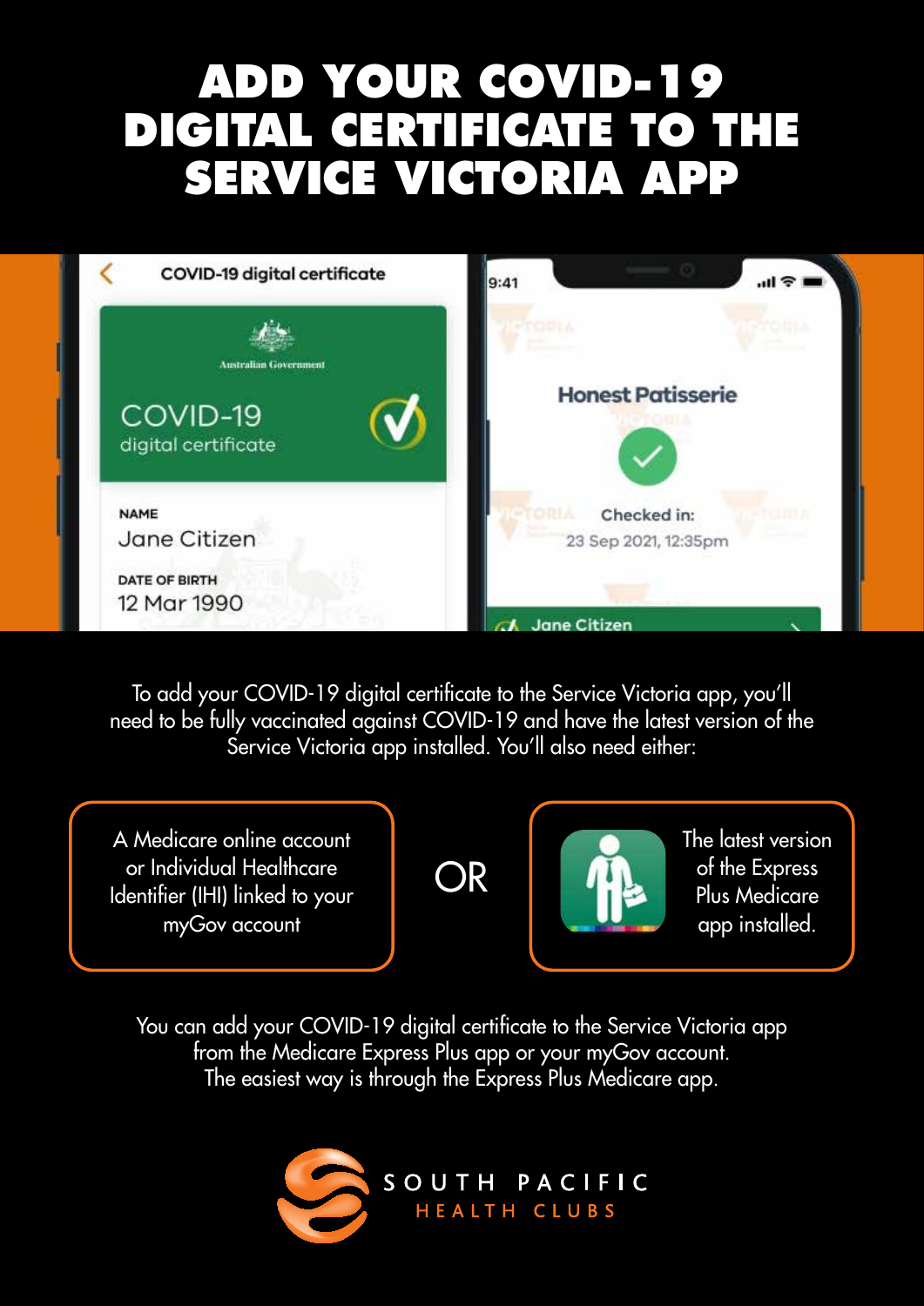# ADD YOUR COVID-19 DIGITAL CERTIFICATE TO THE SERVICE VICTORIA APP

To add your COVID-19 digital certificate to the Service Victoria app, you'll need to be fully vaccinated against COVID-19 and have the latest version of the Service Victoria app installed. You'll also need either:

A Medicare online account or Individual Healthcare Identifier (IHI) linked to your myGov account

OR

The latest version of the Express Plus Medicare app installed.

You can add your COVID-19 digital certificate to the Service Victoria app from the Medicare Express Plus app or your myGov account. The easiest way is through the Express Plus Medicare app.

SOUTH PACIFIC HEALTH CLUBS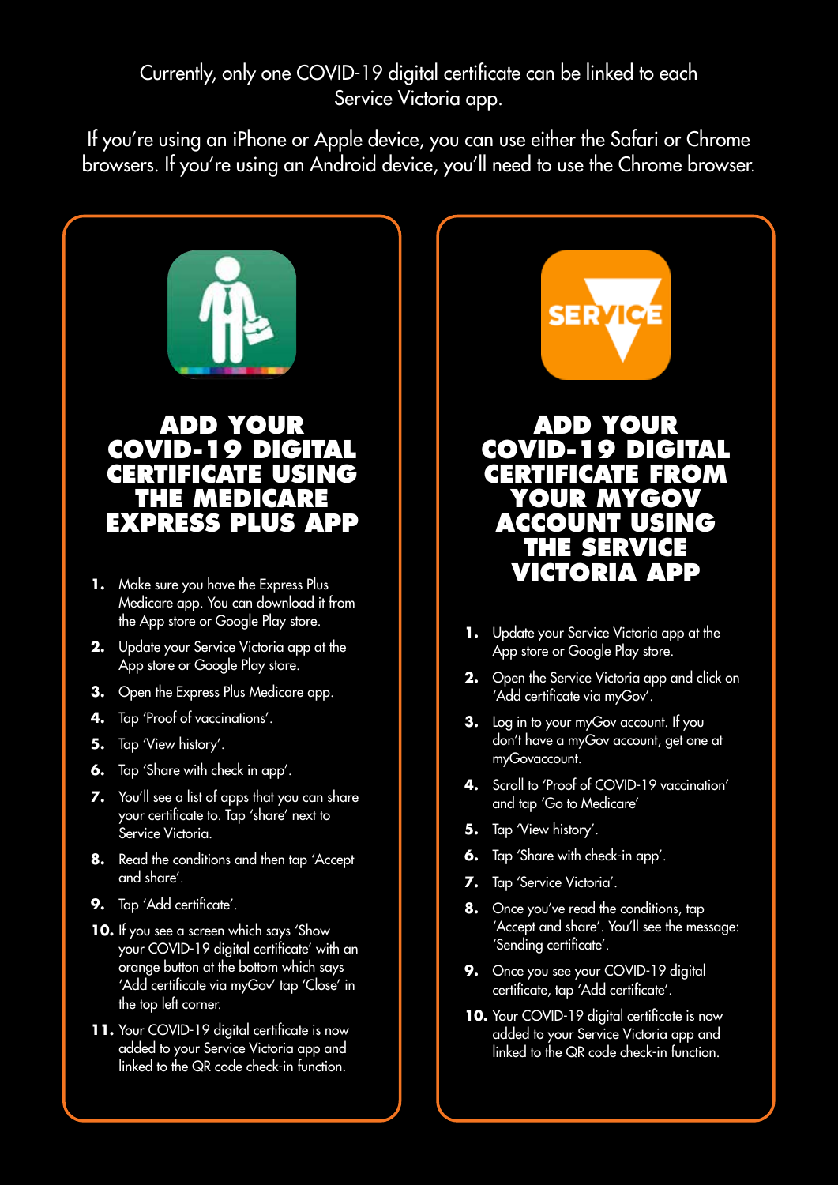Currently, only one COVID-19 digital certificate can be linked to each Service Victoria app.

If you're using an iPhone or Apple device, you can use either the Safari or Chrome browsers. If you're using an Android device, you'll need to use the Chrome browser.

## ADD YOUR COVID-19 DIGITAL CERTIFICATE USING THE MEDICARE EXPRESS PLUS APP

1. Make sure you have the Express Plus Medicare app. You can download it from the App store or Google Play store.
2. Update your Service Victoria app at the App store or Google Play store.
3. Open the Express Plus Medicare app.
4. Tap 'Proof of vaccinations'.
5. Tap 'View history'.
6. Tap 'Share with check in app'.
7. You'll see a list of apps that you can share your certificate to. Tap 'share' next to Service Victoria.
8. Read the conditions and then tap 'Accept and share'.
9. Tap 'Add certificate'.
10. If you see a screen which says 'Show your COVID-19 digital certificate' with an orange button at the bottom which says 'Add certificate via myGov' tap 'Close' in the top left corner.
11. Your COVID-19 digital certificate is now added to your Service Victoria app and linked to the QR code check-in function.

## ADD YOUR COVID-19 DIGITAL CERTIFICATE FROM YOUR MYGOV ACCOUNT USING THE SERVICE VICTORIA APP

1. Update your Service Victoria app at the App store or Google Play store.
2. Open the Service Victoria app and click on 'Add certificate via myGov'.
3. Log in to your myGov account. If you don't have a myGov account, get one at myGovaccount.
4. Scroll to 'Proof of COVID-19 vaccination' and tap 'Go to Medicare'
5. Tap 'View history'.
6. Tap 'Share with check-in app'.
7. Tap 'Service Victoria'.
8. Once you've read the conditions, tap 'Accept and share'. You'll see the message: 'Sending certificate'.
9. Once you see your COVID-19 digital certificate, tap 'Add certificate'.
10. Your COVID-19 digital certificate is now added to your Service Victoria app and linked to the QR code check-in function.